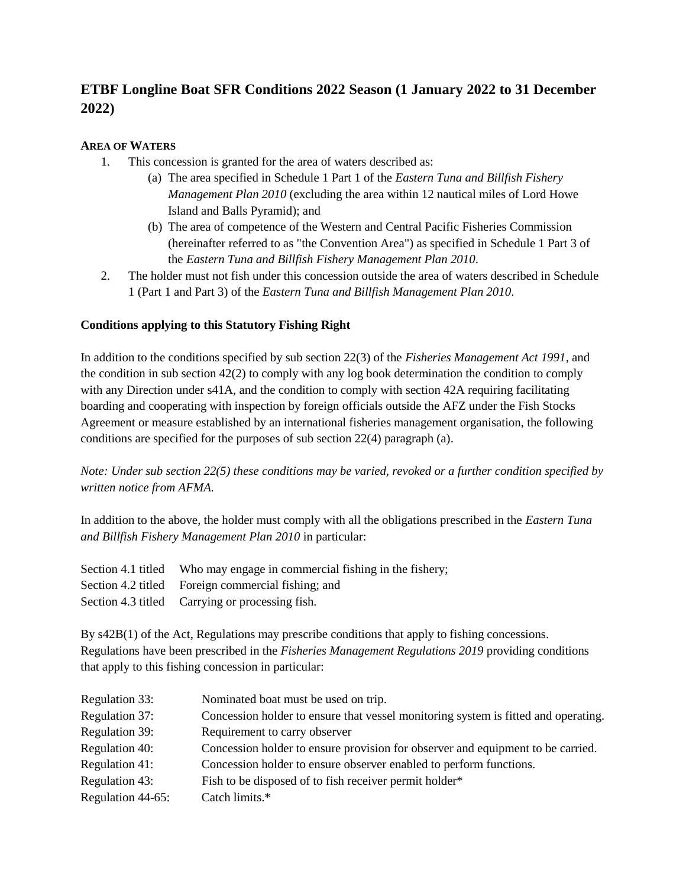# ETBF Longline Boat SFR Conditions 2022 Season (1 January 2022 to 31 December 2022)

**AREA OF WATERS**

1. This concession is granted for the area of waters described as:
   (a) The area specified in Schedule 1 Part 1 of the *Eastern Tuna and Billfish Fishery Management Plan 2010* (excluding the area within 12 nautical miles of Lord Howe Island and Balls Pyramid); and
   (b) The area of competence of the Western and Central Pacific Fisheries Commission (hereinafter referred to as "the Convention Area") as specified in Schedule 1 Part 3 of the *Eastern Tuna and Billfish Fishery Management Plan 2010*.
2. The holder must not fish under this concession outside the area of waters described in Schedule 1 (Part 1 and Part 3) of the *Eastern Tuna and Billfish Management Plan 2010*.

**Conditions applying to this Statutory Fishing Right**

In addition to the conditions specified by sub section 22(3) of the *Fisheries Management Act 1991*, and the condition in sub section 42(2) to comply with any log book determination the condition to comply with any Direction under s41A, and the condition to comply with section 42A requiring facilitating boarding and cooperating with inspection by foreign officials outside the AFZ under the Fish Stocks Agreement or measure established by an international fisheries management organisation, the following conditions are specified for the purposes of sub section 22(4) paragraph (a).

*Note: Under sub section 22(5) these conditions may be varied, revoked or a further condition specified by written notice from AFMA.*

In addition to the above, the holder must comply with all the obligations prescribed in the *Eastern Tuna and Billfish Fishery Management Plan 2010* in particular:

| | |
|---|---|
| Section 4.1 titled | Who may engage in commercial fishing in the fishery; |
| Section 4.2 titled | Foreign commercial fishing; and |
| Section 4.3 titled | Carrying or processing fish. |

By s42B(1) of the Act, Regulations may prescribe conditions that apply to fishing concessions. Regulations have been prescribed in the *Fisheries Management Regulations 2019* providing conditions that apply to this fishing concession in particular:

| | |
|---|---|
| Regulation 33: | Nominated boat must be used on trip. |
| Regulation 37: | Concession holder to ensure that vessel monitoring system is fitted and operating. |
| Regulation 39: | Requirement to carry observer |
| Regulation 40: | Concession holder to ensure provision for observer and equipment to be carried. |
| Regulation 41: | Concession holder to ensure observer enabled to perform functions. |
| Regulation 43: | Fish to be disposed of to fish receiver permit holder* |
| Regulation 44-65: | Catch limits.* |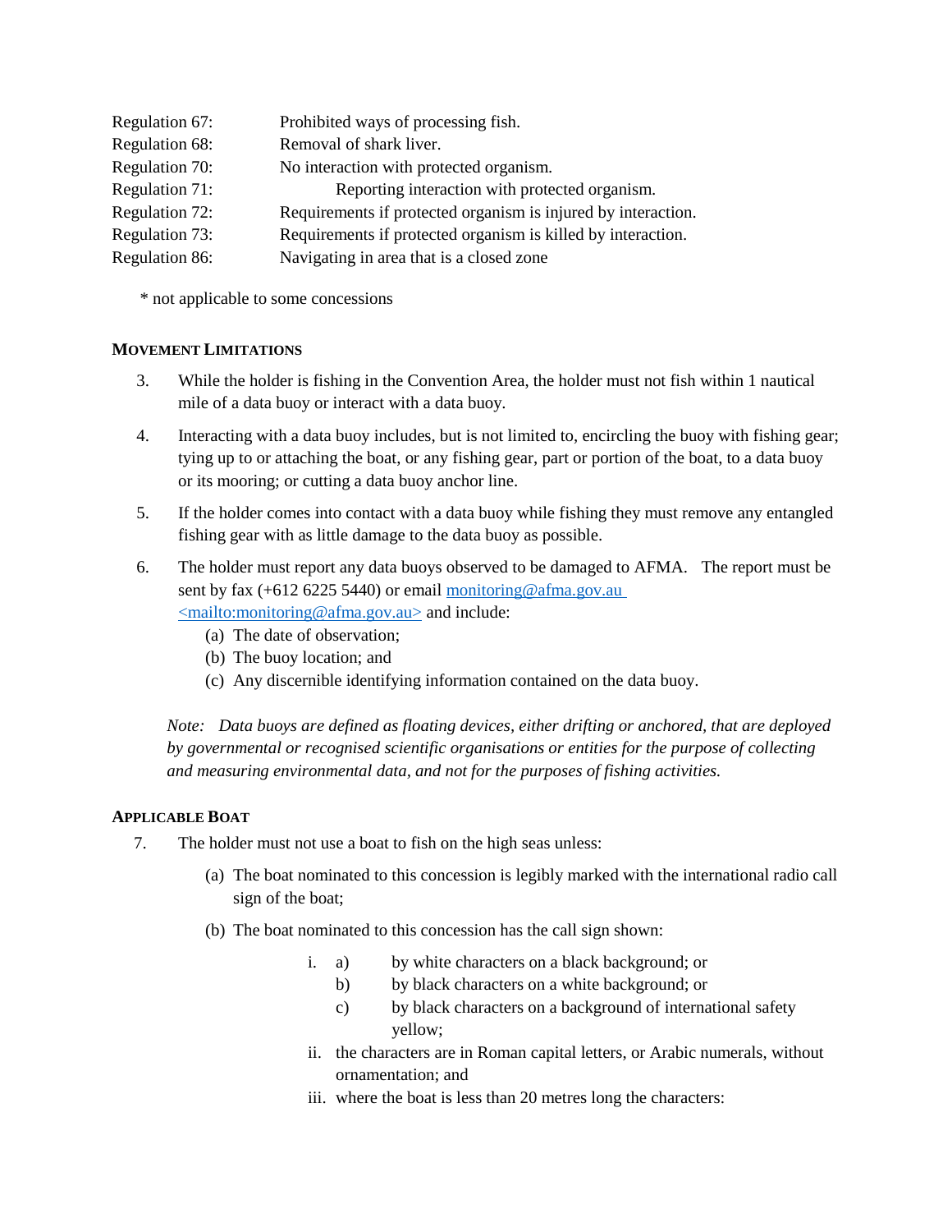| | |
|---|---|
| Regulation 67: | Prohibited ways of processing fish. |
| Regulation 68: | Removal of shark liver. |
| Regulation 70: | No interaction with protected organism. |
| Regulation 71: | Reporting interaction with protected organism. |
| Regulation 72: | Requirements if protected organism is injured by interaction. |
| Regulation 73: | Requirements if protected organism is killed by interaction. |
| Regulation 86: | Navigating in area that is a closed zone |

\* not applicable to some concessions

**MOVEMENT LIMITATIONS**

3. While the holder is fishing in the Convention Area, the holder must not fish within 1 nautical mile of a data buoy or interact with a data buoy.

4. Interacting with a data buoy includes, but is not limited to, encircling the buoy with fishing gear; tying up to or attaching the boat, or any fishing gear, part or portion of the boat, to a data buoy or its mooring; or cutting a data buoy anchor line.

5. If the holder comes into contact with a data buoy while fishing they must remove any entangled fishing gear with as little damage to the data buoy as possible.

6. The holder must report any data buoys observed to be damaged to AFMA. The report must be sent by fax (+612 6225 5440) or email monitoring@afma.gov.au <mailto:monitoring@afma.gov.au> and include:
   (a) The date of observation;
   (b) The buoy location; and
   (c) Any discernible identifying information contained on the data buoy.

   *Note: Data buoys are defined as floating devices, either drifting or anchored, that are deployed by governmental or recognised scientific organisations or entities for the purpose of collecting and measuring environmental data, and not for the purposes of fishing activities.*

**APPLICABLE BOAT**

7. The holder must not use a boat to fish on the high seas unless:

   (a) The boat nominated to this concession is legibly marked with the international radio call sign of the boat;

   (b) The boat nominated to this concession has the call sign shown:

      i. a) by white characters on a black background; or
         b) by black characters on a white background; or
         c) by black characters on a background of international safety yellow;
      ii. the characters are in Roman capital letters, or Arabic numerals, without ornamentation; and
      iii. where the boat is less than 20 metres long the characters: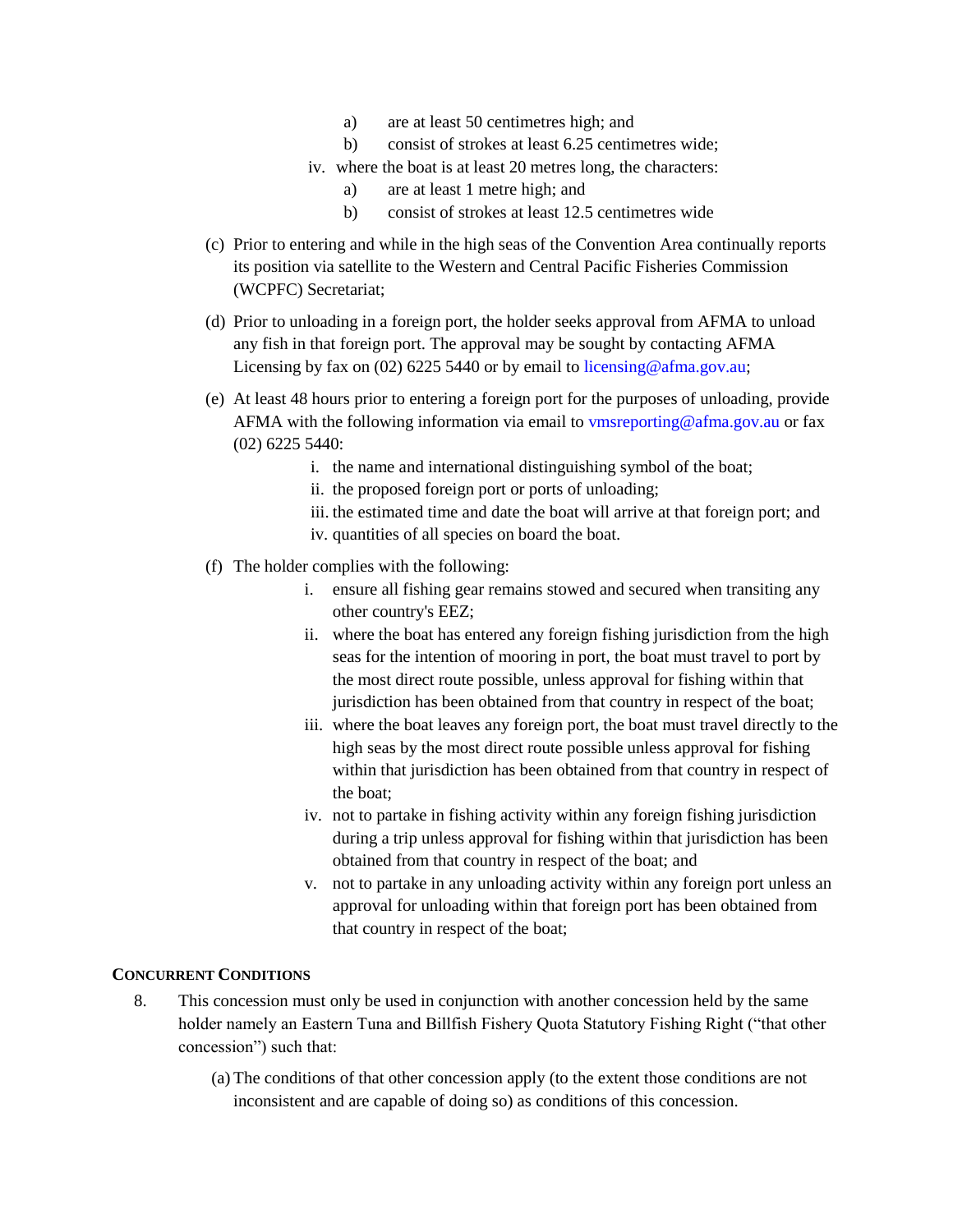a) are at least 50 centimetres high; and
   b) consist of strokes at least 6.25 centimetres wide;

iv. where the boat is at least 20 metres long, the characters:
   a) are at least 1 metre high; and
   b) consist of strokes at least 12.5 centimetres wide

(c) Prior to entering and while in the high seas of the Convention Area continually reports its position via satellite to the Western and Central Pacific Fisheries Commission (WCPFC) Secretariat;

(d) Prior to unloading in a foreign port, the holder seeks approval from AFMA to unload any fish in that foreign port. The approval may be sought by contacting AFMA Licensing by fax on (02) 6225 5440 or by email to licensing@afma.gov.au;

(e) At least 48 hours prior to entering a foreign port for the purposes of unloading, provide AFMA with the following information via email to vmsreporting@afma.gov.au or fax (02) 6225 5440:

   i. the name and international distinguishing symbol of the boat;
   ii. the proposed foreign port or ports of unloading;
   iii. the estimated time and date the boat will arrive at that foreign port; and
   iv. quantities of all species on board the boat.

(f) The holder complies with the following:

   i. ensure all fishing gear remains stowed and secured when transiting any other country's EEZ;
   ii. where the boat has entered any foreign fishing jurisdiction from the high seas for the intention of mooring in port, the boat must travel to port by the most direct route possible, unless approval for fishing within that jurisdiction has been obtained from that country in respect of the boat;
   iii. where the boat leaves any foreign port, the boat must travel directly to the high seas by the most direct route possible unless approval for fishing within that jurisdiction has been obtained from that country in respect of the boat;
   iv. not to partake in fishing activity within any foreign fishing jurisdiction during a trip unless approval for fishing within that jurisdiction has been obtained from that country in respect of the boat; and
   v. not to partake in any unloading activity within any foreign port unless an approval for unloading within that foreign port has been obtained from that country in respect of the boat;

**CONCURRENT CONDITIONS**

8. This concession must only be used in conjunction with another concession held by the same holder namely an Eastern Tuna and Billfish Fishery Quota Statutory Fishing Right ("that other concession") such that:

   (a) The conditions of that other concession apply (to the extent those conditions are not inconsistent and are capable of doing so) as conditions of this concession.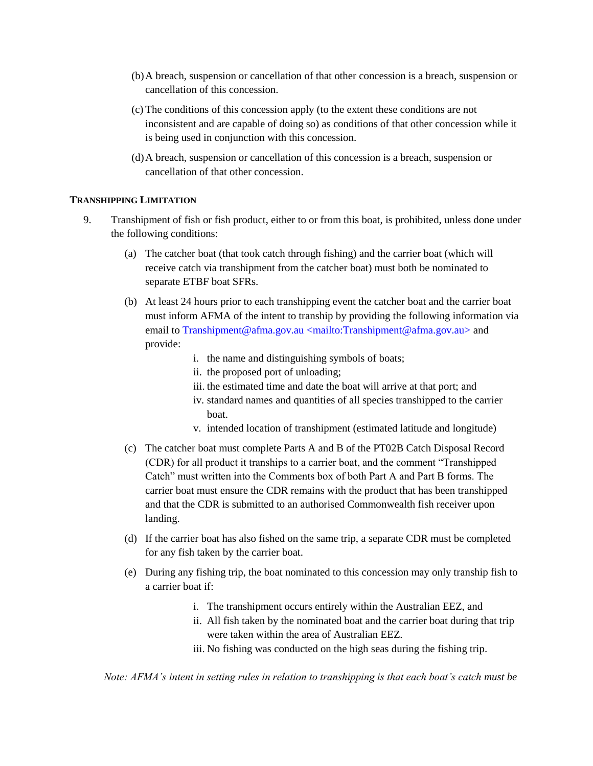(b) A breach, suspension or cancellation of that other concession is a breach, suspension or cancellation of this concession.

(c) The conditions of this concession apply (to the extent these conditions are not inconsistent and are capable of doing so) as conditions of that other concession while it is being used in conjunction with this concession.

(d) A breach, suspension or cancellation of this concession is a breach, suspension or cancellation of that other concession.

**TRANSHIPPING LIMITATION**

9. Transhipment of fish or fish product, either to or from this boat, is prohibited, unless done under the following conditions:

   (a) The catcher boat (that took catch through fishing) and the carrier boat (which will receive catch via transhipment from the catcher boat) must both be nominated to separate ETBF boat SFRs.

   (b) At least 24 hours prior to each transhipping event the catcher boat and the carrier boat must inform AFMA of the intent to tranship by providing the following information via email to Transhipment@afma.gov.au <mailto:Transhipment@afma.gov.au> and provide:

      i. the name and distinguishing symbols of boats;
      ii. the proposed port of unloading;
      iii. the estimated time and date the boat will arrive at that port; and
      iv. standard names and quantities of all species transhipped to the carrier boat.
      v. intended location of transhipment (estimated latitude and longitude)

   (c) The catcher boat must complete Parts A and B of the PT02B Catch Disposal Record (CDR) for all product it tranships to a carrier boat, and the comment "Transhipped Catch" must written into the Comments box of both Part A and Part B forms. The carrier boat must ensure the CDR remains with the product that has been transhipped and that the CDR is submitted to an authorised Commonwealth fish receiver upon landing.

   (d) If the carrier boat has also fished on the same trip, a separate CDR must be completed for any fish taken by the carrier boat.

   (e) During any fishing trip, the boat nominated to this concession may only tranship fish to a carrier boat if:

      i. The transhipment occurs entirely within the Australian EEZ, and
      ii. All fish taken by the nominated boat and the carrier boat during that trip were taken within the area of Australian EEZ.
      iii. No fishing was conducted on the high seas during the fishing trip.

*Note: AFMA's intent in setting rules in relation to transhipping is that each boat's catch must be*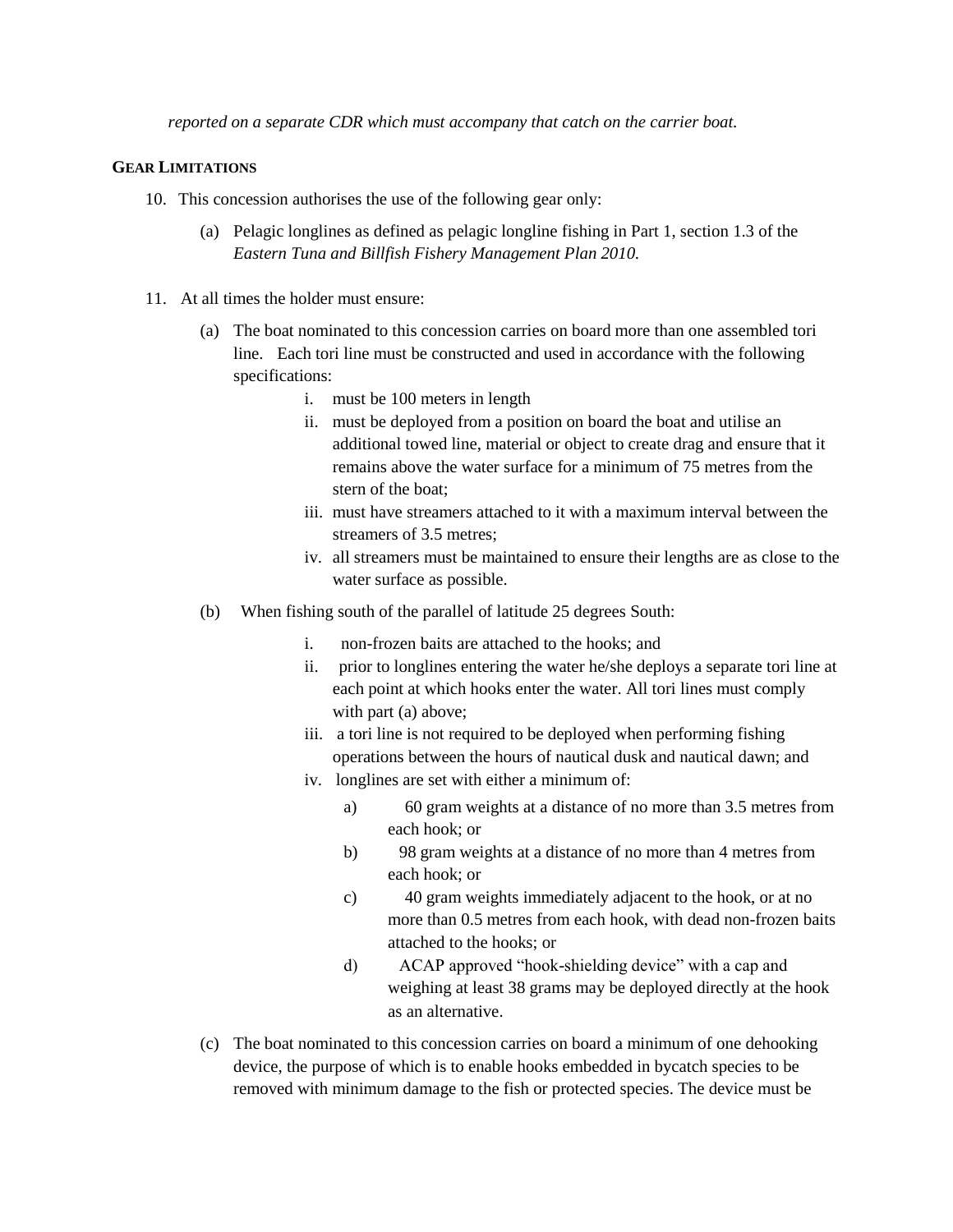*reported on a separate CDR which must accompany that catch on the carrier boat.*

**GEAR LIMITATIONS**

10. This concession authorises the use of the following gear only:

    (a) Pelagic longlines as defined as pelagic longline fishing in Part 1, section 1.3 of the *Eastern Tuna and Billfish Fishery Management Plan 2010.*

11. At all times the holder must ensure:

    (a) The boat nominated to this concession carries on board more than one assembled tori line. Each tori line must be constructed and used in accordance with the following specifications:

    i. must be 100 meters in length
    ii. must be deployed from a position on board the boat and utilise an additional towed line, material or object to create drag and ensure that it remains above the water surface for a minimum of 75 metres from the stern of the boat;
    iii. must have streamers attached to it with a maximum interval between the streamers of 3.5 metres;
    iv. all streamers must be maintained to ensure their lengths are as close to the water surface as possible.

    (b) When fishing south of the parallel of latitude 25 degrees South:

    i. non-frozen baits are attached to the hooks; and
    ii. prior to longlines entering the water he/she deploys a separate tori line at each point at which hooks enter the water. All tori lines must comply with part (a) above;
    iii. a tori line is not required to be deployed when performing fishing operations between the hours of nautical dusk and nautical dawn; and
    iv. longlines are set with either a minimum of:

    a) 60 gram weights at a distance of no more than 3.5 metres from each hook; or
    b) 98 gram weights at a distance of no more than 4 metres from each hook; or
    c) 40 gram weights immediately adjacent to the hook, or at no more than 0.5 metres from each hook, with dead non-frozen baits attached to the hooks; or
    d) ACAP approved "hook-shielding device" with a cap and weighing at least 38 grams may be deployed directly at the hook as an alternative.

    (c) The boat nominated to this concession carries on board a minimum of one dehooking device, the purpose of which is to enable hooks embedded in bycatch species to be removed with minimum damage to the fish or protected species. The device must be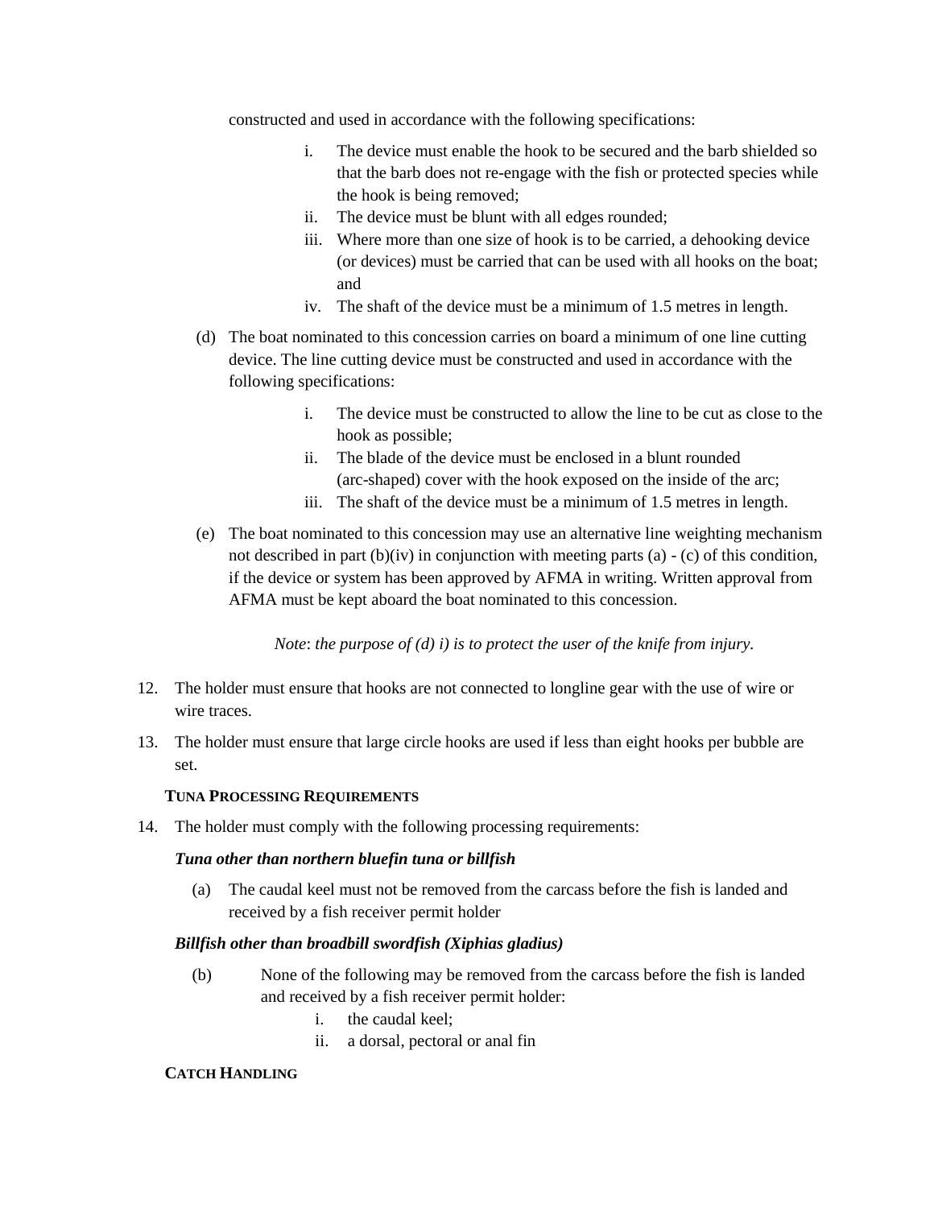constructed and used in accordance with the following specifications:

i. The device must enable the hook to be secured and the barb shielded so that the barb does not re-engage with the fish or protected species while the hook is being removed;
ii. The device must be blunt with all edges rounded;
iii. Where more than one size of hook is to be carried, a dehooking device (or devices) must be carried that can be used with all hooks on the boat; and
iv. The shaft of the device must be a minimum of 1.5 metres in length.

(d) The boat nominated to this concession carries on board a minimum of one line cutting device. The line cutting device must be constructed and used in accordance with the following specifications:

i. The device must be constructed to allow the line to be cut as close to the hook as possible;
ii. The blade of the device must be enclosed in a blunt rounded (arc-shaped) cover with the hook exposed on the inside of the arc;
iii. The shaft of the device must be a minimum of 1.5 metres in length.

(e) The boat nominated to this concession may use an alternative line weighting mechanism not described in part (b)(iv) in conjunction with meeting parts (a) - (c) of this condition, if the device or system has been approved by AFMA in writing. Written approval from AFMA must be kept aboard the boat nominated to this concession.

*Note*: *the purpose of (d) i) is to protect the user of the knife from injury.*

12. The holder must ensure that hooks are not connected to longline gear with the use of wire or wire traces.

13. The holder must ensure that large circle hooks are used if less than eight hooks per bubble are set.

**TUNA PROCESSING REQUIREMENTS**

14. The holder must comply with the following processing requirements:

***Tuna other than northern bluefin tuna or billfish***

(a) The caudal keel must not be removed from the carcass before the fish is landed and received by a fish receiver permit holder

***Billfish other than broadbill swordfish (Xiphias gladius)***

(b) None of the following may be removed from the carcass before the fish is landed and received by a fish receiver permit holder:

i. the caudal keel;
ii. a dorsal, pectoral or anal fin

**CATCH HANDLING**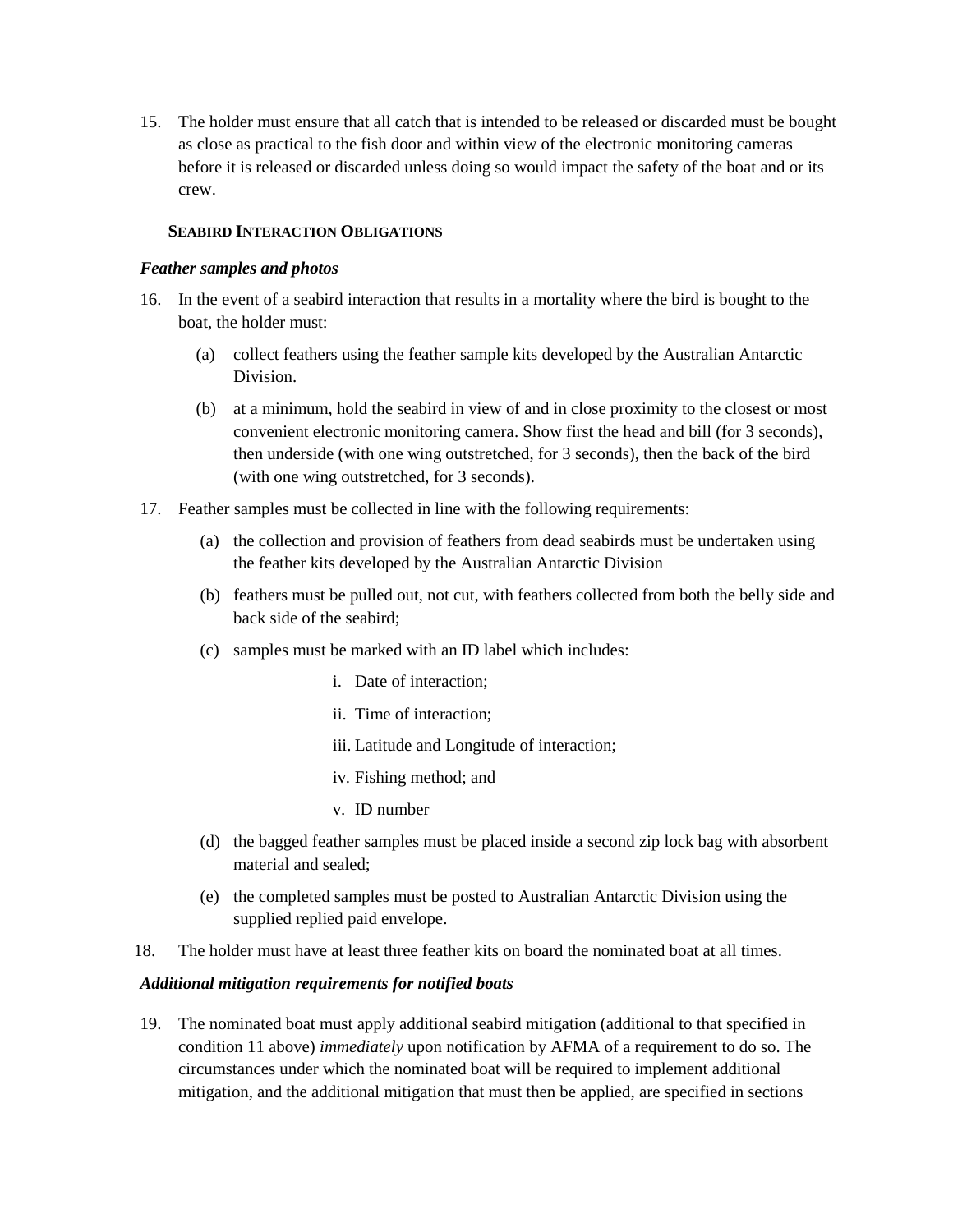15. The holder must ensure that all catch that is intended to be released or discarded must be bought as close as practical to the fish door and within view of the electronic monitoring cameras before it is released or discarded unless doing so would impact the safety of the boat and or its crew.

**SEABIRD INTERACTION OBLIGATIONS**

***Feather samples and photos***

16. In the event of a seabird interaction that results in a mortality where the bird is bought to the boat, the holder must:

    (a) collect feathers using the feather sample kits developed by the Australian Antarctic Division.

    (b) at a minimum, hold the seabird in view of and in close proximity to the closest or most convenient electronic monitoring camera. Show first the head and bill (for 3 seconds), then underside (with one wing outstretched, for 3 seconds), then the back of the bird (with one wing outstretched, for 3 seconds).

17. Feather samples must be collected in line with the following requirements:

    (a) the collection and provision of feathers from dead seabirds must be undertaken using the feather kits developed by the Australian Antarctic Division

    (b) feathers must be pulled out, not cut, with feathers collected from both the belly side and back side of the seabird;

    (c) samples must be marked with an ID label which includes:

        i. Date of interaction;

        ii. Time of interaction;

        iii. Latitude and Longitude of interaction;

        iv. Fishing method; and

        v. ID number

    (d) the bagged feather samples must be placed inside a second zip lock bag with absorbent material and sealed;

    (e) the completed samples must be posted to Australian Antarctic Division using the supplied replied paid envelope.

18. The holder must have at least three feather kits on board the nominated boat at all times.

***Additional mitigation requirements for notified boats***

19. The nominated boat must apply additional seabird mitigation (additional to that specified in condition 11 above) *immediately* upon notification by AFMA of a requirement to do so. The circumstances under which the nominated boat will be required to implement additional mitigation, and the additional mitigation that must then be applied, are specified in sections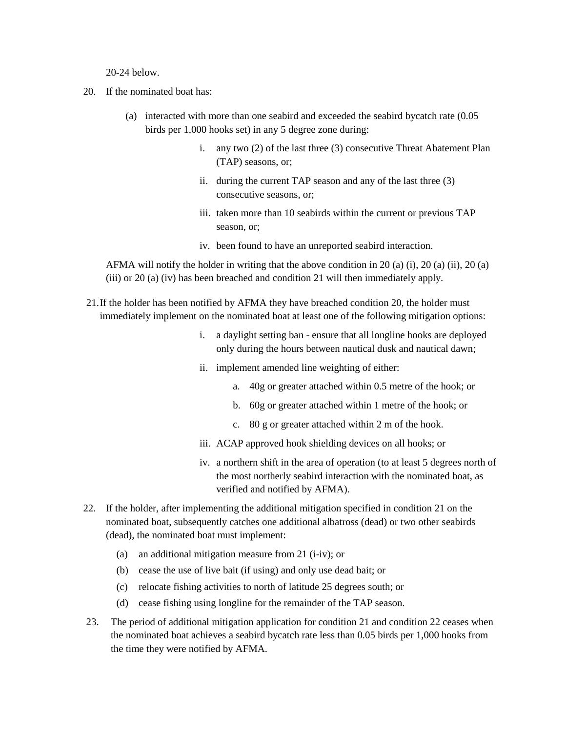20-24 below.

20. If the nominated boat has:

    (a) interacted with more than one seabird and exceeded the seabird bycatch rate (0.05 birds per 1,000 hooks set) in any 5 degree zone during:

        i. any two (2) of the last three (3) consecutive Threat Abatement Plan (TAP) seasons, or;

        ii. during the current TAP season and any of the last three (3) consecutive seasons, or;

        iii. taken more than 10 seabirds within the current or previous TAP season, or;

        iv. been found to have an unreported seabird interaction.

    AFMA will notify the holder in writing that the above condition in 20 (a) (i), 20 (a) (ii), 20 (a) (iii) or 20 (a) (iv) has been breached and condition 21 will then immediately apply.

21. If the holder has been notified by AFMA they have breached condition 20, the holder must immediately implement on the nominated boat at least one of the following mitigation options:

    i. a daylight setting ban - ensure that all longline hooks are deployed only during the hours between nautical dusk and nautical dawn;

    ii. implement amended line weighting of either:

        a. 40g or greater attached within 0.5 metre of the hook; or

        b. 60g or greater attached within 1 metre of the hook; or

        c. 80 g or greater attached within 2 m of the hook.

    iii. ACAP approved hook shielding devices on all hooks; or

    iv. a northern shift in the area of operation (to at least 5 degrees north of the most northerly seabird interaction with the nominated boat, as verified and notified by AFMA).

22. If the holder, after implementing the additional mitigation specified in condition 21 on the nominated boat, subsequently catches one additional albatross (dead) or two other seabirds (dead), the nominated boat must implement:

    (a) an additional mitigation measure from 21 (i-iv); or

    (b) cease the use of live bait (if using) and only use dead bait; or

    (c) relocate fishing activities to north of latitude 25 degrees south; or

    (d) cease fishing using longline for the remainder of the TAP season.

23. The period of additional mitigation application for condition 21 and condition 22 ceases when the nominated boat achieves a seabird bycatch rate less than 0.05 birds per 1,000 hooks from the time they were notified by AFMA.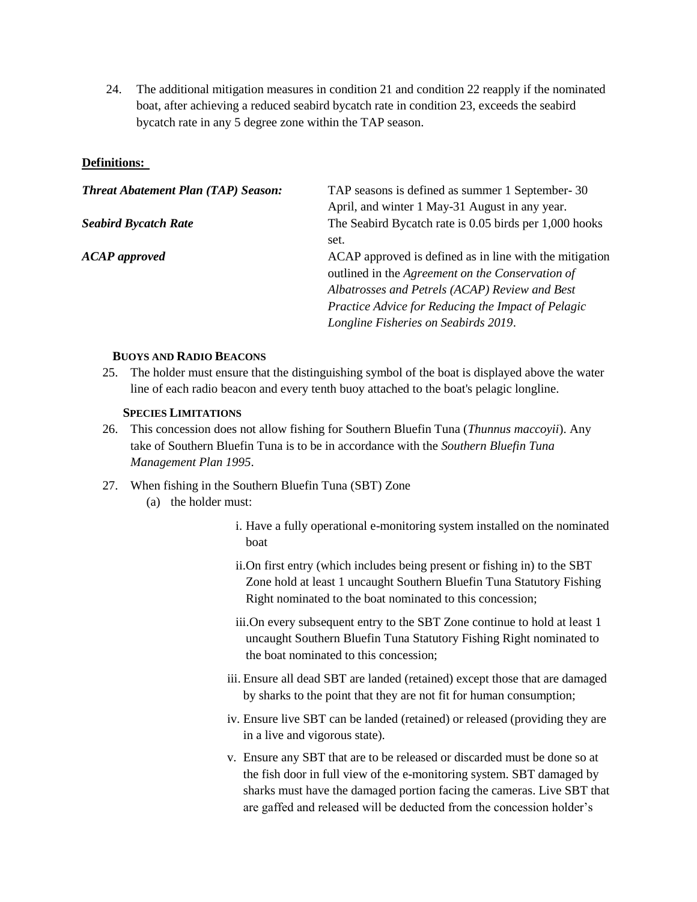24. The additional mitigation measures in condition 21 and condition 22 reapply if the nominated boat, after achieving a reduced seabird bycatch rate in condition 23, exceeds the seabird bycatch rate in any 5 degree zone within the TAP season.

**Definitions:**

| | |
|---|---|
| ***Threat Abatement Plan (TAP) Season:*** | TAP seasons is defined as summer 1 September- 30 April, and winter 1 May-31 August in any year. |
| ***Seabird Bycatch Rate*** | The Seabird Bycatch rate is 0.05 birds per 1,000 hooks set. |
| ***ACAP approved*** | ACAP approved is defined as in line with the mitigation outlined in the *Agreement on the Conservation of Albatrosses and Petrels (ACAP) Review and Best Practice Advice for Reducing the Impact of Pelagic Longline Fisheries on Seabirds 2019*. |

**BUOYS AND RADIO BEACONS**

25. The holder must ensure that the distinguishing symbol of the boat is displayed above the water line of each radio beacon and every tenth buoy attached to the boat's pelagic longline.

**SPECIES LIMITATIONS**

26. This concession does not allow fishing for Southern Bluefin Tuna (*Thunnus maccoyii*). Any take of Southern Bluefin Tuna is to be in accordance with the *Southern Bluefin Tuna Management Plan 1995*.

27. When fishing in the Southern Bluefin Tuna (SBT) Zone
    (a) the holder must:

    i. Have a fully operational e-monitoring system installed on the nominated boat

    ii. On first entry (which includes being present or fishing in) to the SBT Zone hold at least 1 uncaught Southern Bluefin Tuna Statutory Fishing Right nominated to the boat nominated to this concession;

    iii. On every subsequent entry to the SBT Zone continue to hold at least 1 uncaught Southern Bluefin Tuna Statutory Fishing Right nominated to the boat nominated to this concession;

    iii. Ensure all dead SBT are landed (retained) except those that are damaged by sharks to the point that they are not fit for human consumption;

    iv. Ensure live SBT can be landed (retained) or released (providing they are in a live and vigorous state).

    v. Ensure any SBT that are to be released or discarded must be done so at the fish door in full view of the e-monitoring system. SBT damaged by sharks must have the damaged portion facing the cameras. Live SBT that are gaffed and released will be deducted from the concession holder's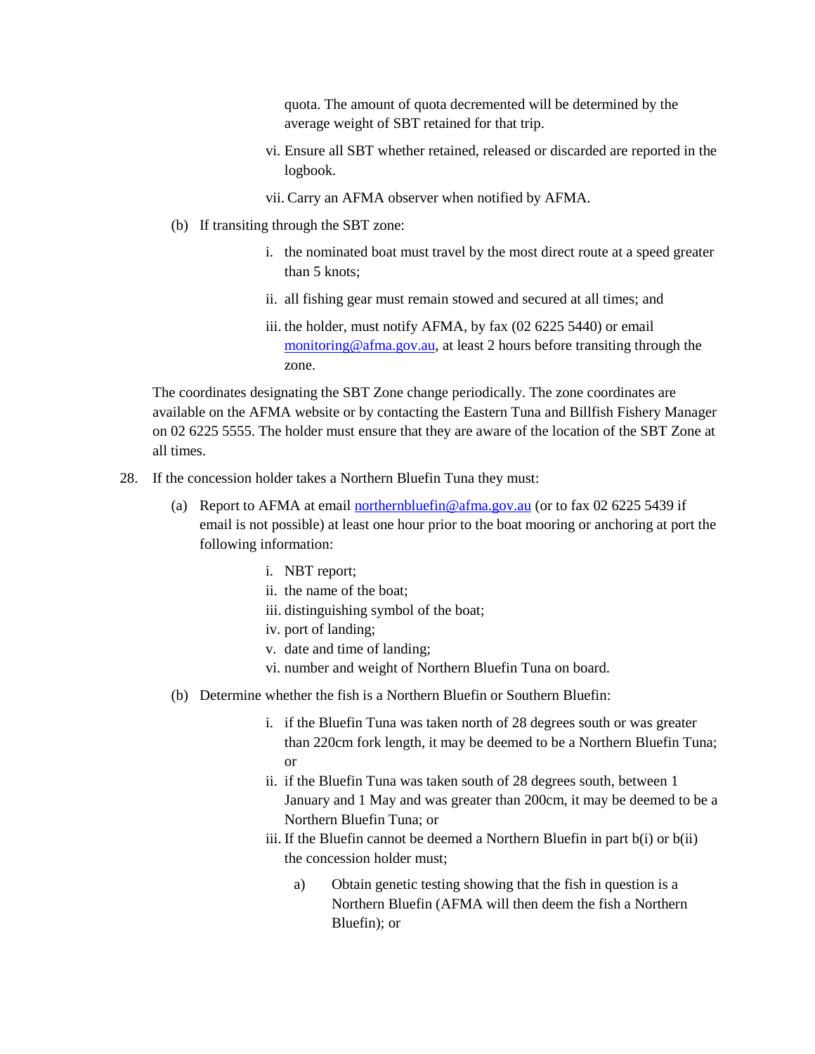quota. The amount of quota decremented will be determined by the average weight of SBT retained for that trip.

vi. Ensure all SBT whether retained, released or discarded are reported in the logbook.

vii. Carry an AFMA observer when notified by AFMA.

(b) If transiting through the SBT zone:

i. the nominated boat must travel by the most direct route at a speed greater than 5 knots;

ii. all fishing gear must remain stowed and secured at all times; and

iii. the holder, must notify AFMA, by fax (02 6225 5440) or email monitoring@afma.gov.au, at least 2 hours before transiting through the zone.

The coordinates designating the SBT Zone change periodically. The zone coordinates are available on the AFMA website or by contacting the Eastern Tuna and Billfish Fishery Manager on 02 6225 5555. The holder must ensure that they are aware of the location of the SBT Zone at all times.

28. If the concession holder takes a Northern Bluefin Tuna they must:

(a) Report to AFMA at email northernbluefin@afma.gov.au (or to fax 02 6225 5439 if email is not possible) at least one hour prior to the boat mooring or anchoring at port the following information:

i. NBT report;
ii. the name of the boat;
iii. distinguishing symbol of the boat;
iv. port of landing;
v. date and time of landing;
vi. number and weight of Northern Bluefin Tuna on board.

(b) Determine whether the fish is a Northern Bluefin or Southern Bluefin:

i. if the Bluefin Tuna was taken north of 28 degrees south or was greater than 220cm fork length, it may be deemed to be a Northern Bluefin Tuna; or

ii. if the Bluefin Tuna was taken south of 28 degrees south, between 1 January and 1 May and was greater than 200cm, it may be deemed to be a Northern Bluefin Tuna; or

iii. If the Bluefin cannot be deemed a Northern Bluefin in part b(i) or b(ii) the concession holder must;

a) Obtain genetic testing showing that the fish in question is a Northern Bluefin (AFMA will then deem the fish a Northern Bluefin); or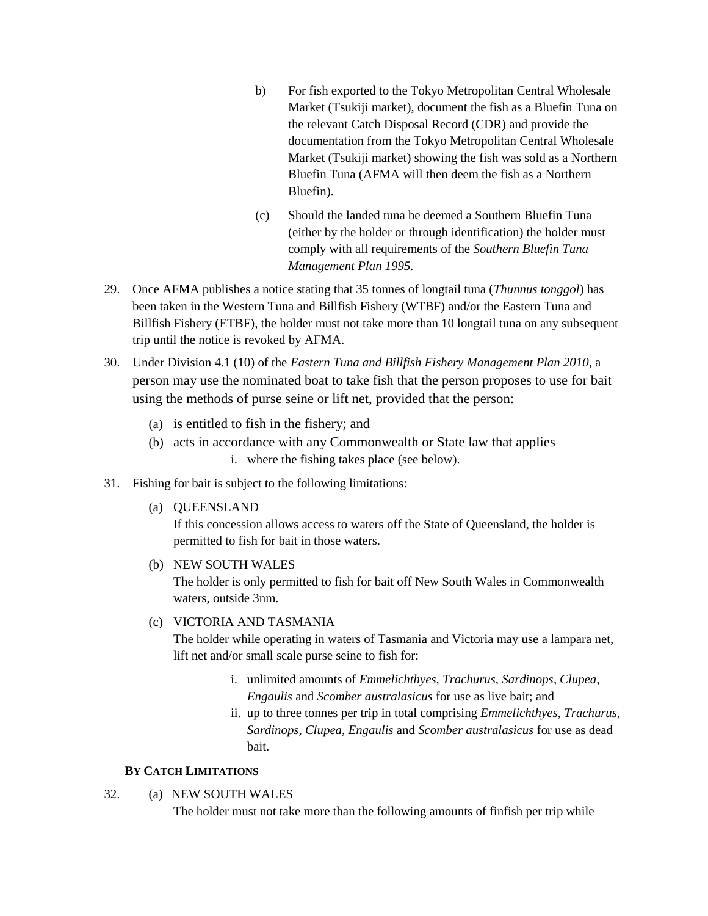b) For fish exported to the Tokyo Metropolitan Central Wholesale Market (Tsukiji market), document the fish as a Bluefin Tuna on the relevant Catch Disposal Record (CDR) and provide the documentation from the Tokyo Metropolitan Central Wholesale Market (Tsukiji market) showing the fish was sold as a Northern Bluefin Tuna (AFMA will then deem the fish as a Northern Bluefin).

(c) Should the landed tuna be deemed a Southern Bluefin Tuna (either by the holder or through identification) the holder must comply with all requirements of the *Southern Bluefin Tuna Management Plan 1995*.

29. Once AFMA publishes a notice stating that 35 tonnes of longtail tuna (*Thunnus tonggol*) has been taken in the Western Tuna and Billfish Fishery (WTBF) and/or the Eastern Tuna and Billfish Fishery (ETBF), the holder must not take more than 10 longtail tuna on any subsequent trip until the notice is revoked by AFMA.

30. Under Division 4.1 (10) of the *Eastern Tuna and Billfish Fishery Management Plan 2010*, a person may use the nominated boat to take fish that the person proposes to use for bait using the methods of purse seine or lift net, provided that the person:

    (a) is entitled to fish in the fishery; and
    (b) acts in accordance with any Commonwealth or State law that applies
        i. where the fishing takes place (see below).

31. Fishing for bait is subject to the following limitations:

    (a) QUEENSLAND
    If this concession allows access to waters off the State of Queensland, the holder is permitted to fish for bait in those waters.

    (b) NEW SOUTH WALES
    The holder is only permitted to fish for bait off New South Wales in Commonwealth waters, outside 3nm.

    (c) VICTORIA AND TASMANIA
    The holder while operating in waters of Tasmania and Victoria may use a lampara net, lift net and/or small scale purse seine to fish for:

    i. unlimited amounts of *Emmelichthyes*, *Trachurus*, *Sardinops*, *Clupea*, *Engaulis* and *Scomber australasicus* for use as live bait; and
    ii. up to three tonnes per trip in total comprising *Emmelichthyes*, *Trachurus*, *Sardinops*, *Clupea*, *Engaulis* and *Scomber australasicus* for use as dead bait.

**BY CATCH LIMITATIONS**

32. (a) NEW SOUTH WALES
    The holder must not take more than the following amounts of finfish per trip while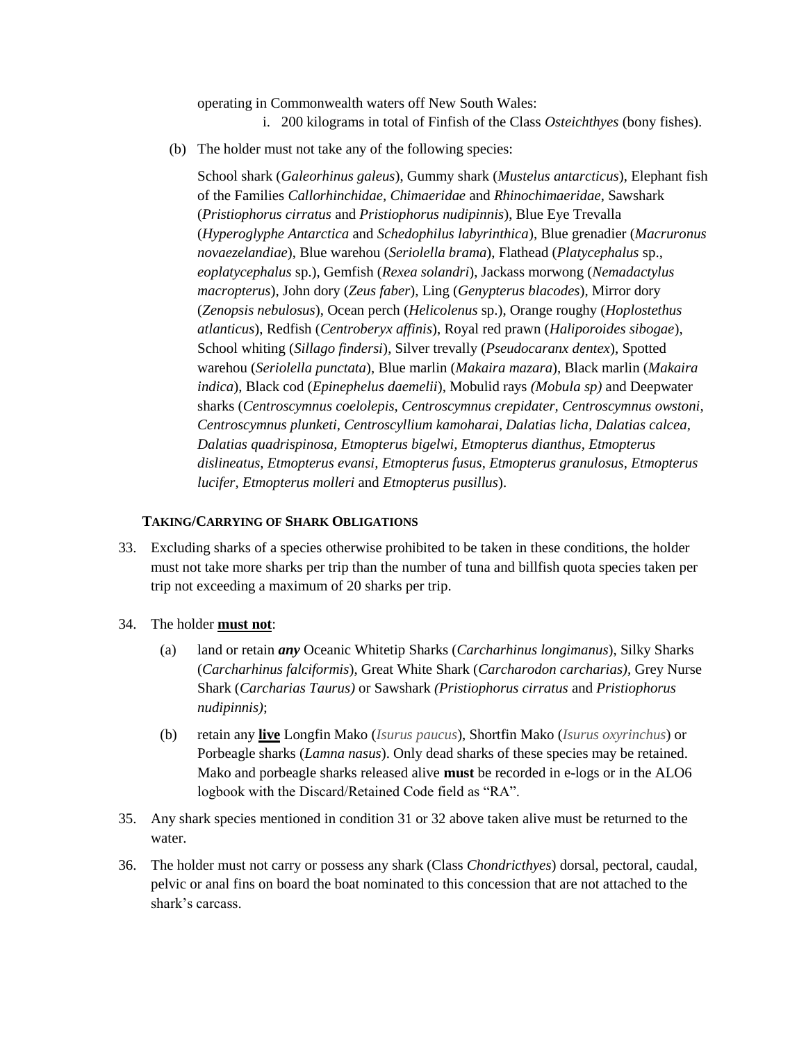operating in Commonwealth waters off New South Wales:

i. 200 kilograms in total of Finfish of the Class *Osteichthyes* (bony fishes).

(b) The holder must not take any of the following species:

School shark (*Galeorhinus galeus*), Gummy shark (*Mustelus antarcticus*), Elephant fish of the Families *Callorhinchidae*, *Chimaeridae* and *Rhinochimaeridae*, Sawshark (*Pristiophorus cirratus* and *Pristiophorus nudipinnis*), Blue Eye Trevalla (*Hyperoglyphe Antarctica* and *Schedophilus labyrinthica*), Blue grenadier (*Macruronus novaezelandiae*), Blue warehou (*Seriolella brama*), Flathead (*Platycephalus* sp., *eoplatycephalus* sp.), Gemfish (*Rexea solandri*), Jackass morwong (*Nemadactylus macropterus*), John dory (*Zeus faber*), Ling (*Genypterus blacodes*), Mirror dory (*Zenopsis nebulosus*), Ocean perch (*Helicolenus* sp.), Orange roughy (*Hoplostethus atlanticus*), Redfish (*Centroberyx affinis*), Royal red prawn (*Haliporoides sibogae*), School whiting (*Sillago findersi*), Silver trevally (*Pseudocaranx dentex*), Spotted warehou (*Seriolella punctata*), Blue marlin (*Makaira mazara*), Black marlin (*Makaira indica*), Black cod (*Epinephelus daemelii*), Mobulid rays *(Mobula sp)* and Deepwater sharks (*Centroscymnus coelolepis, Centroscymnus crepidater, Centroscymnus owstoni, Centroscymnus plunketi, Centroscyllium kamoharai, Dalatias licha, Dalatias calcea, Dalatias quadrispinosa, Etmopterus bigelwi, Etmopterus dianthus, Etmopterus dislineatus, Etmopterus evansi, Etmopterus fusus, Etmopterus granulosus, Etmopterus lucifer, Etmopterus molleri* and *Etmopterus pusillus*).

### TAKING/CARRYING OF SHARK OBLIGATIONS

33. Excluding sharks of a species otherwise prohibited to be taken in these conditions, the holder must not take more sharks per trip than the number of tuna and billfish quota species taken per trip not exceeding a maximum of 20 sharks per trip.

34. The holder **must not**:

 (a) land or retain ***any*** Oceanic Whitetip Sharks (*Carcharhinus longimanus*), Silky Sharks (*Carcharhinus falciformis*), Great White Shark (*Carcharodon carcharias)*, Grey Nurse Shark (*Carcharias Taurus)* or Sawshark *(Pristiophorus cirratus* and *Pristiophorus nudipinnis)*;

 (b) retain any **live** Longfin Mako (*Isurus paucus*), Shortfin Mako (*Isurus oxyrinchus*) or Porbeagle sharks (*Lamna nasus*). Only dead sharks of these species may be retained. Mako and porbeagle sharks released alive **must** be recorded in e-logs or in the ALO6 logbook with the Discard/Retained Code field as "RA".

35. Any shark species mentioned in condition 31 or 32 above taken alive must be returned to the water.

36. The holder must not carry or possess any shark (Class *Chondricthyes*) dorsal, pectoral, caudal, pelvic or anal fins on board the boat nominated to this concession that are not attached to the shark's carcass.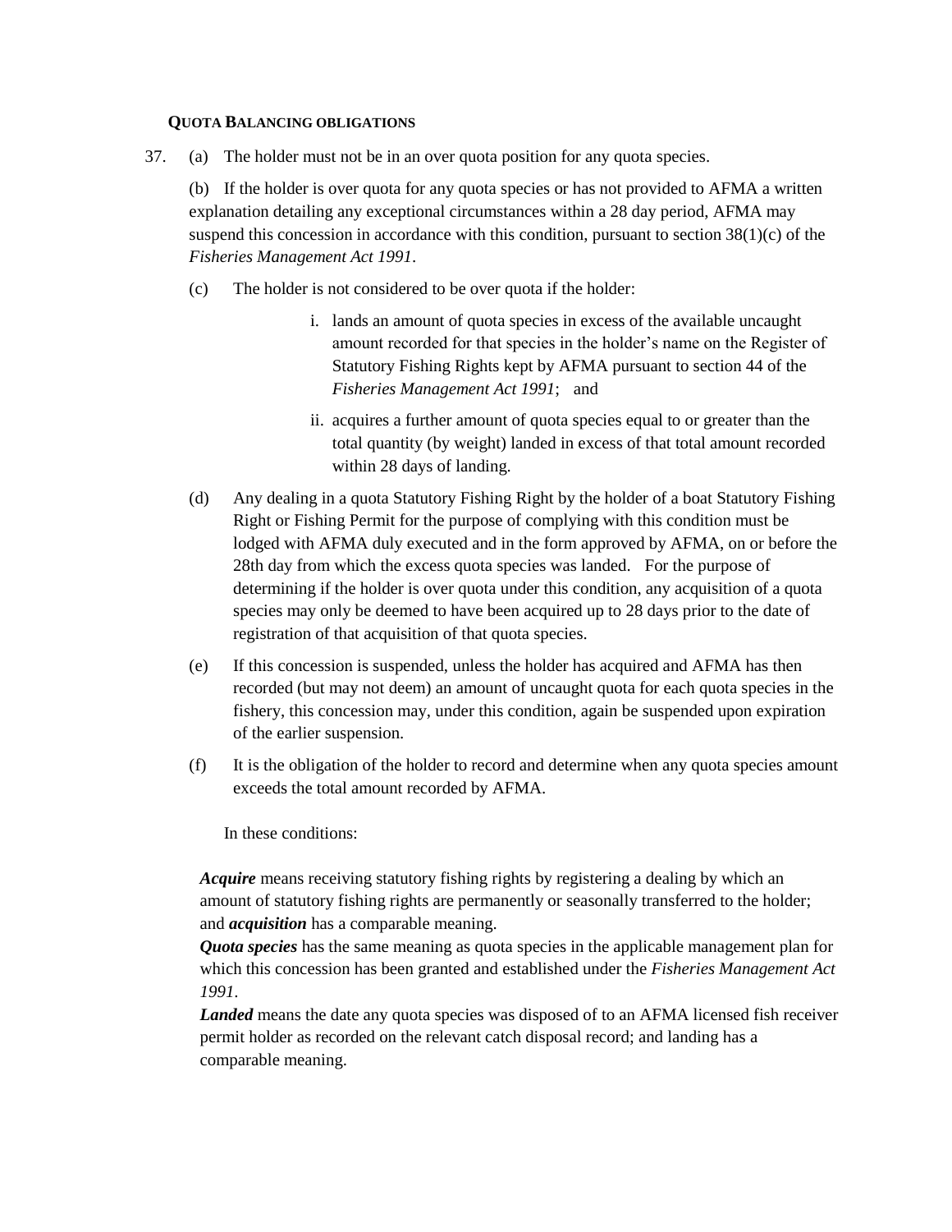**QUOTA BALANCING OBLIGATIONS**

37. (a) The holder must not be in an over quota position for any quota species.

(b) If the holder is over quota for any quota species or has not provided to AFMA a written explanation detailing any exceptional circumstances within a 28 day period, AFMA may suspend this concession in accordance with this condition, pursuant to section 38(1)(c) of the *Fisheries Management Act 1991*.

(c) The holder is not considered to be over quota if the holder:

i. lands an amount of quota species in excess of the available uncaught amount recorded for that species in the holder's name on the Register of Statutory Fishing Rights kept by AFMA pursuant to section 44 of the *Fisheries Management Act 1991*; and

ii. acquires a further amount of quota species equal to or greater than the total quantity (by weight) landed in excess of that total amount recorded within 28 days of landing.

(d) Any dealing in a quota Statutory Fishing Right by the holder of a boat Statutory Fishing Right or Fishing Permit for the purpose of complying with this condition must be lodged with AFMA duly executed and in the form approved by AFMA, on or before the 28th day from which the excess quota species was landed. For the purpose of determining if the holder is over quota under this condition, any acquisition of a quota species may only be deemed to have been acquired up to 28 days prior to the date of registration of that acquisition of that quota species.

(e) If this concession is suspended, unless the holder has acquired and AFMA has then recorded (but may not deem) an amount of uncaught quota for each quota species in the fishery, this concession may, under this condition, again be suspended upon expiration of the earlier suspension.

(f) It is the obligation of the holder to record and determine when any quota species amount exceeds the total amount recorded by AFMA.

In these conditions:

***Acquire*** means receiving statutory fishing rights by registering a dealing by which an amount of statutory fishing rights are permanently or seasonally transferred to the holder; and ***acquisition*** has a comparable meaning.

***Quota species*** has the same meaning as quota species in the applicable management plan for which this concession has been granted and established under the *Fisheries Management Act 1991*.

***Landed*** means the date any quota species was disposed of to an AFMA licensed fish receiver permit holder as recorded on the relevant catch disposal record; and landing has a comparable meaning.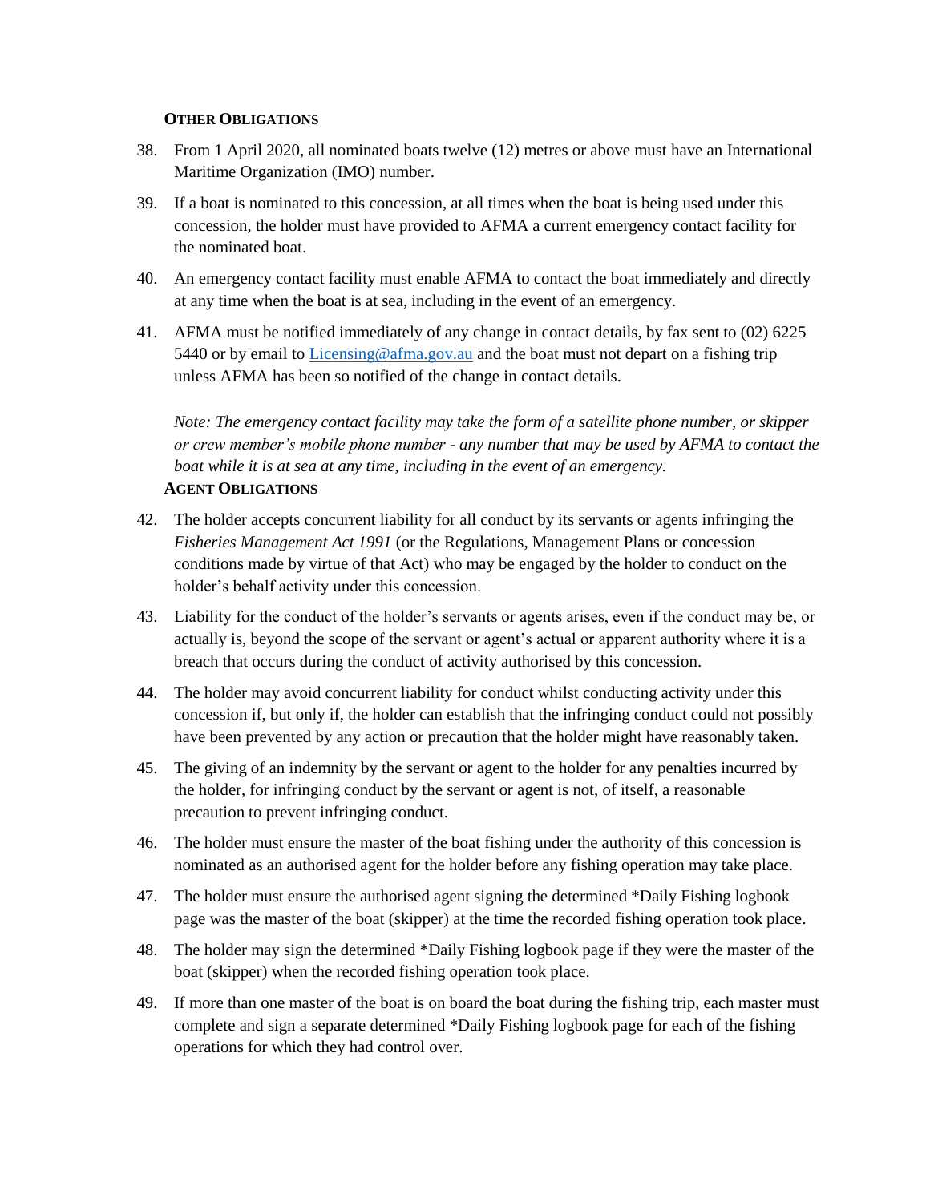**OTHER OBLIGATIONS**

38. From 1 April 2020, all nominated boats twelve (12) metres or above must have an International Maritime Organization (IMO) number.

39. If a boat is nominated to this concession, at all times when the boat is being used under this concession, the holder must have provided to AFMA a current emergency contact facility for the nominated boat.

40. An emergency contact facility must enable AFMA to contact the boat immediately and directly at any time when the boat is at sea, including in the event of an emergency.

41. AFMA must be notified immediately of any change in contact details, by fax sent to (02) 6225 5440 or by email to Licensing@afma.gov.au and the boat must not depart on a fishing trip unless AFMA has been so notified of the change in contact details.

*Note: The emergency contact facility may take the form of a satellite phone number, or skipper or crew member's mobile phone number - any number that may be used by AFMA to contact the boat while it is at sea at any time, including in the event of an emergency.*

**AGENT OBLIGATIONS**

42. The holder accepts concurrent liability for all conduct by its servants or agents infringing the *Fisheries Management Act 1991* (or the Regulations, Management Plans or concession conditions made by virtue of that Act) who may be engaged by the holder to conduct on the holder's behalf activity under this concession.

43. Liability for the conduct of the holder's servants or agents arises, even if the conduct may be, or actually is, beyond the scope of the servant or agent's actual or apparent authority where it is a breach that occurs during the conduct of activity authorised by this concession.

44. The holder may avoid concurrent liability for conduct whilst conducting activity under this concession if, but only if, the holder can establish that the infringing conduct could not possibly have been prevented by any action or precaution that the holder might have reasonably taken.

45. The giving of an indemnity by the servant or agent to the holder for any penalties incurred by the holder, for infringing conduct by the servant or agent is not, of itself, a reasonable precaution to prevent infringing conduct.

46. The holder must ensure the master of the boat fishing under the authority of this concession is nominated as an authorised agent for the holder before any fishing operation may take place.

47. The holder must ensure the authorised agent signing the determined *Daily Fishing logbook page was the master of the boat (skipper) at the time the recorded fishing operation took place.

48. The holder may sign the determined *Daily Fishing logbook page if they were the master of the boat (skipper) when the recorded fishing operation took place.

49. If more than one master of the boat is on board the boat during the fishing trip, each master must complete and sign a separate determined *Daily Fishing logbook page for each of the fishing operations for which they had control over.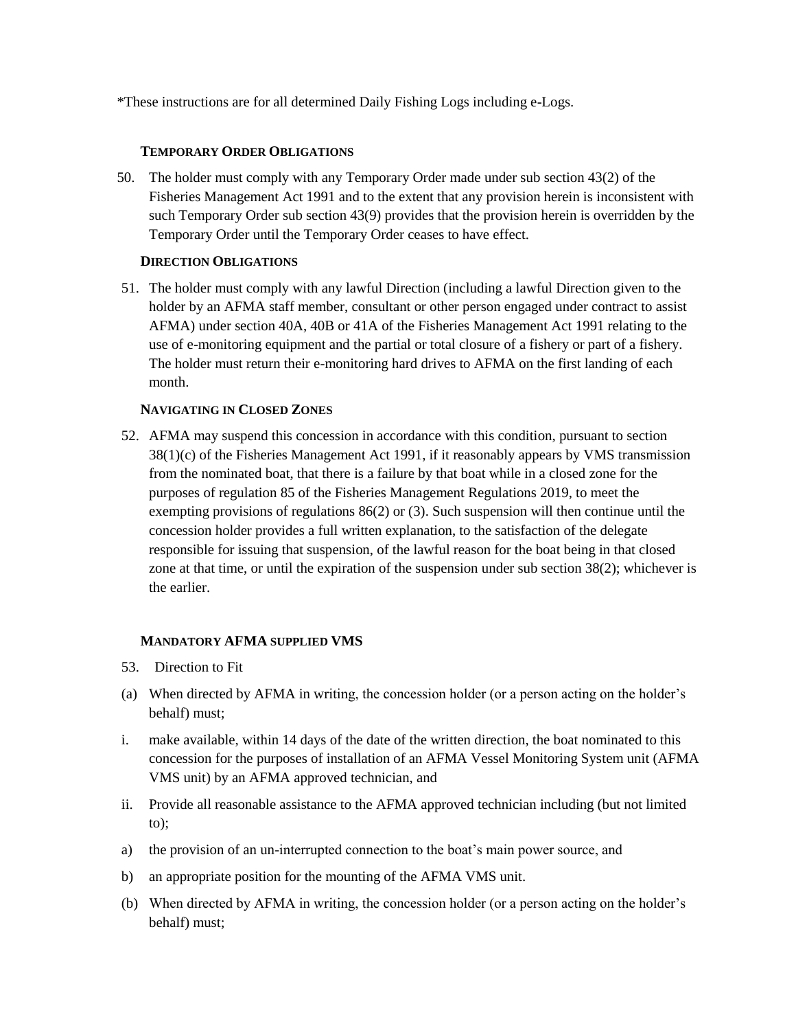*These instructions are for all determined Daily Fishing Logs including e-Logs.

### **TEMPORARY ORDER OBLIGATIONS**

50. The holder must comply with any Temporary Order made under sub section 43(2) of the Fisheries Management Act 1991 and to the extent that any provision herein is inconsistent with such Temporary Order sub section 43(9) provides that the provision herein is overridden by the Temporary Order until the Temporary Order ceases to have effect.

### **DIRECTION OBLIGATIONS**

51. The holder must comply with any lawful Direction (including a lawful Direction given to the holder by an AFMA staff member, consultant or other person engaged under contract to assist AFMA) under section 40A, 40B or 41A of the Fisheries Management Act 1991 relating to the use of e-monitoring equipment and the partial or total closure of a fishery or part of a fishery. The holder must return their e-monitoring hard drives to AFMA on the first landing of each month.

### **NAVIGATING IN CLOSED ZONES**

52. AFMA may suspend this concession in accordance with this condition, pursuant to section 38(1)(c) of the Fisheries Management Act 1991, if it reasonably appears by VMS transmission from the nominated boat, that there is a failure by that boat while in a closed zone for the purposes of regulation 85 of the Fisheries Management Regulations 2019, to meet the exempting provisions of regulations 86(2) or (3). Such suspension will then continue until the concession holder provides a full written explanation, to the satisfaction of the delegate responsible for issuing that suspension, of the lawful reason for the boat being in that closed zone at that time, or until the expiration of the suspension under sub section 38(2); whichever is the earlier.

### **MANDATORY AFMA SUPPLIED VMS**

53. Direction to Fit

(a) When directed by AFMA in writing, the concession holder (or a person acting on the holder's behalf) must;

i. make available, within 14 days of the date of the written direction, the boat nominated to this concession for the purposes of installation of an AFMA Vessel Monitoring System unit (AFMA VMS unit) by an AFMA approved technician, and

ii. Provide all reasonable assistance to the AFMA approved technician including (but not limited to);

a) the provision of an un-interrupted connection to the boat's main power source, and

b) an appropriate position for the mounting of the AFMA VMS unit.

(b) When directed by AFMA in writing, the concession holder (or a person acting on the holder's behalf) must;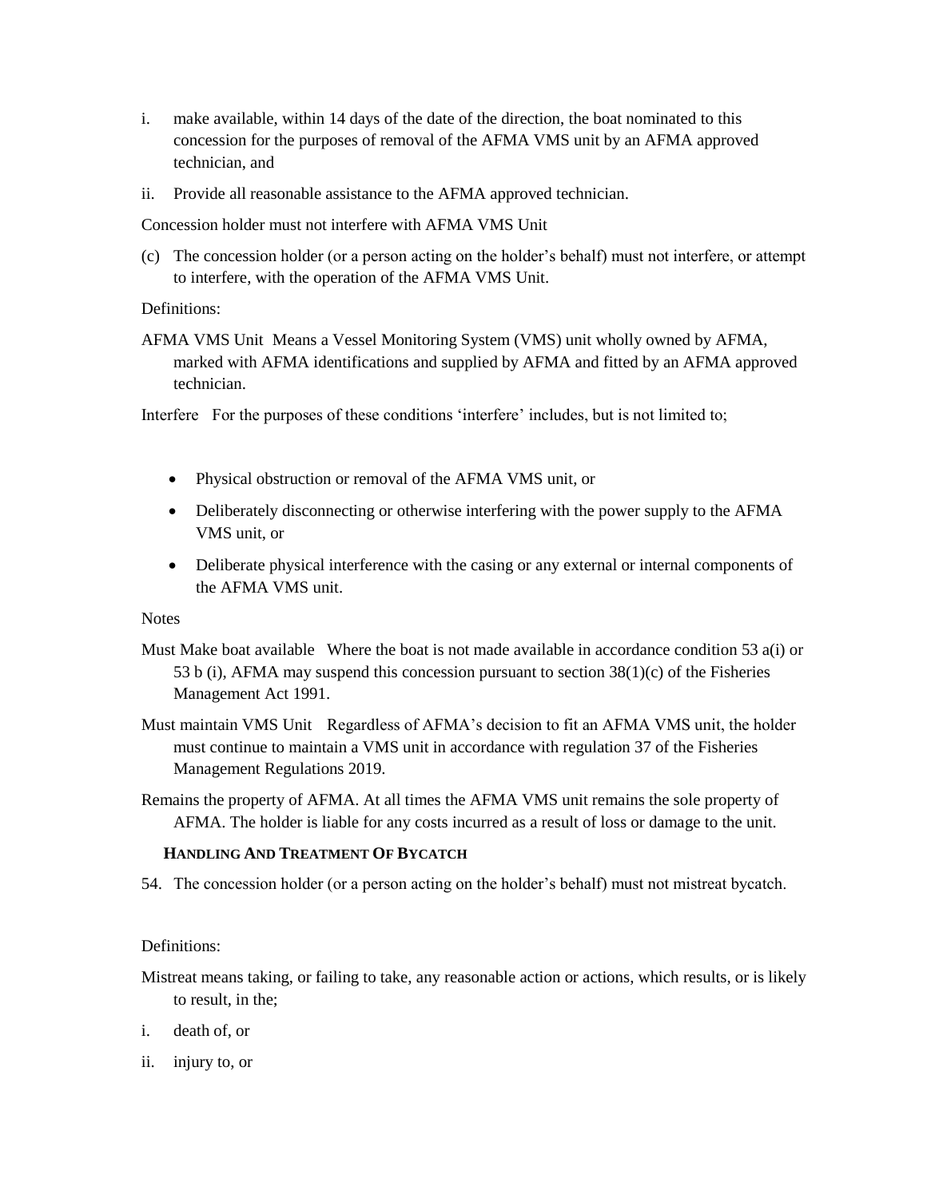i. make available, within 14 days of the date of the direction, the boat nominated to this concession for the purposes of removal of the AFMA VMS unit by an AFMA approved technician, and

ii. Provide all reasonable assistance to the AFMA approved technician.

Concession holder must not interfere with AFMA VMS Unit

(c) The concession holder (or a person acting on the holder's behalf) must not interfere, or attempt to interfere, with the operation of the AFMA VMS Unit.

Definitions:

AFMA VMS Unit Means a Vessel Monitoring System (VMS) unit wholly owned by AFMA, marked with AFMA identifications and supplied by AFMA and fitted by an AFMA approved technician.

Interfere For the purposes of these conditions 'interfere' includes, but is not limited to;

- Physical obstruction or removal of the AFMA VMS unit, or
- Deliberately disconnecting or otherwise interfering with the power supply to the AFMA VMS unit, or
- Deliberate physical interference with the casing or any external or internal components of the AFMA VMS unit.

Notes

Must Make boat available Where the boat is not made available in accordance condition 53 a(i) or 53 b (i), AFMA may suspend this concession pursuant to section 38(1)(c) of the Fisheries Management Act 1991.

Must maintain VMS Unit Regardless of AFMA's decision to fit an AFMA VMS unit, the holder must continue to maintain a VMS unit in accordance with regulation 37 of the Fisheries Management Regulations 2019.

Remains the property of AFMA. At all times the AFMA VMS unit remains the sole property of AFMA. The holder is liable for any costs incurred as a result of loss or damage to the unit.

### Handling And Treatment Of Bycatch

54. The concession holder (or a person acting on the holder's behalf) must not mistreat bycatch.

Definitions:

Mistreat means taking, or failing to take, any reasonable action or actions, which results, or is likely to result, in the;

i. death of, or

ii. injury to, or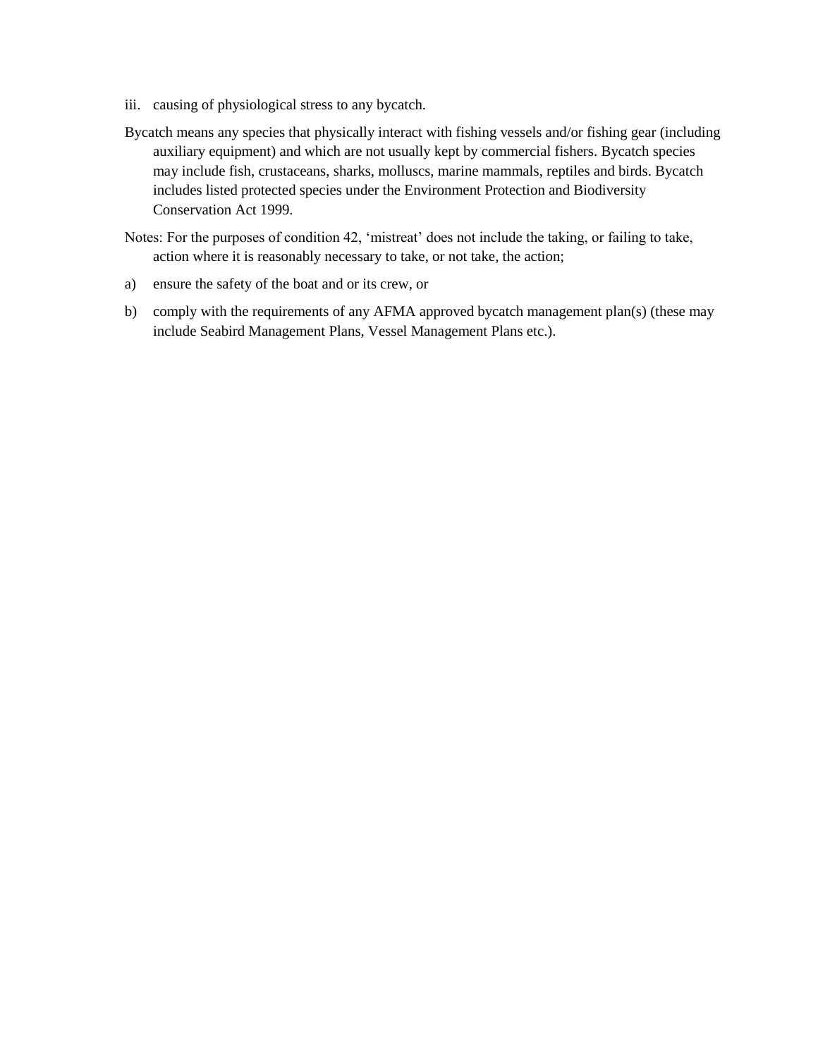iii. causing of physiological stress to any bycatch.

Bycatch means any species that physically interact with fishing vessels and/or fishing gear (including auxiliary equipment) and which are not usually kept by commercial fishers. Bycatch species may include fish, crustaceans, sharks, molluscs, marine mammals, reptiles and birds. Bycatch includes listed protected species under the Environment Protection and Biodiversity Conservation Act 1999.

Notes: For the purposes of condition 42, 'mistreat' does not include the taking, or failing to take, action where it is reasonably necessary to take, or not take, the action;

a) ensure the safety of the boat and or its crew, or

b) comply with the requirements of any AFMA approved bycatch management plan(s) (these may include Seabird Management Plans, Vessel Management Plans etc.).